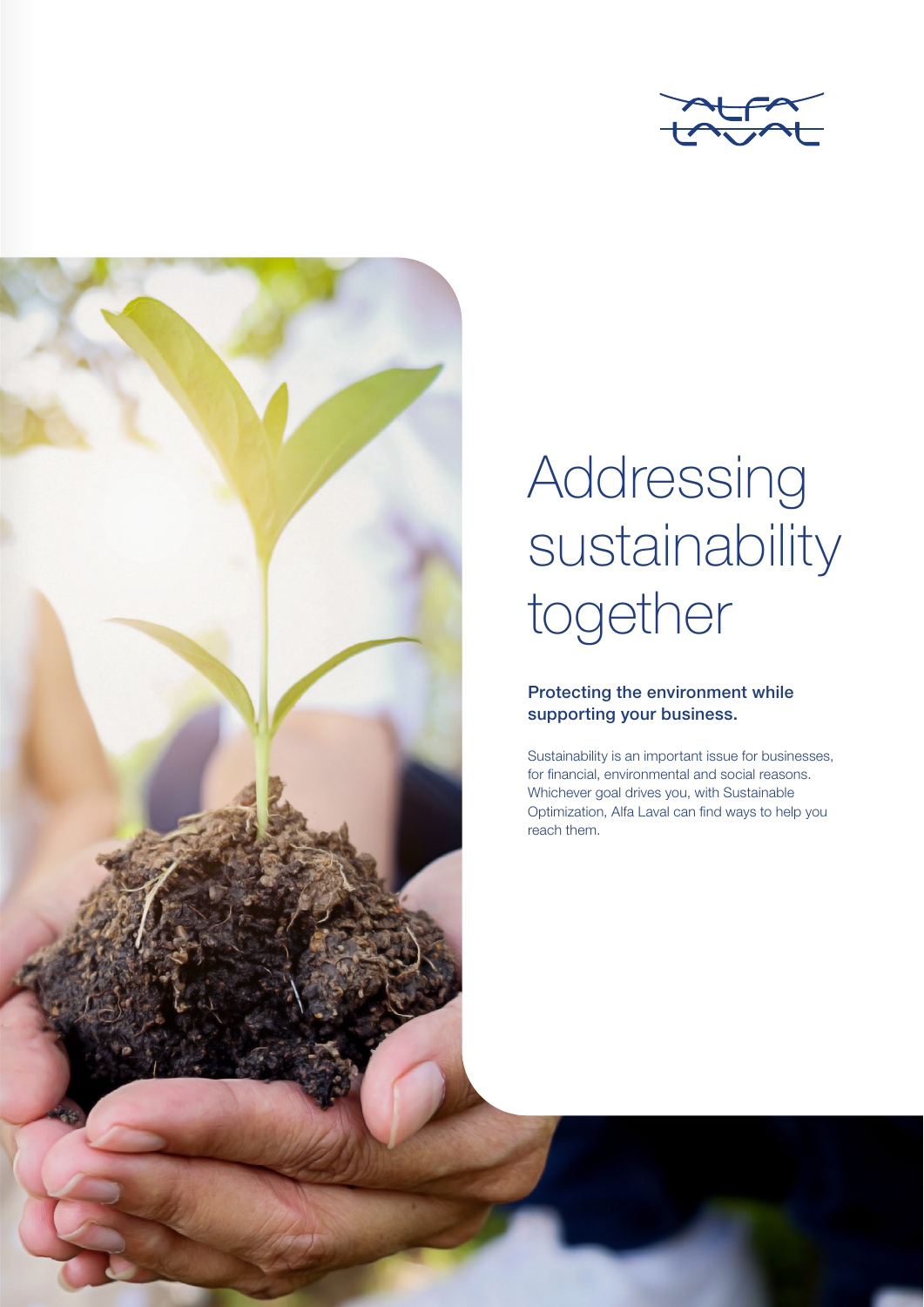# Addressing sustainability together

**Protecting the environment while supporting your business.**

Sustainability is an important issue for businesses, for financial, environmental and social reasons. Whichever goal drives you, with Sustainable Optimization, Alfa Laval can find ways to help you reach them.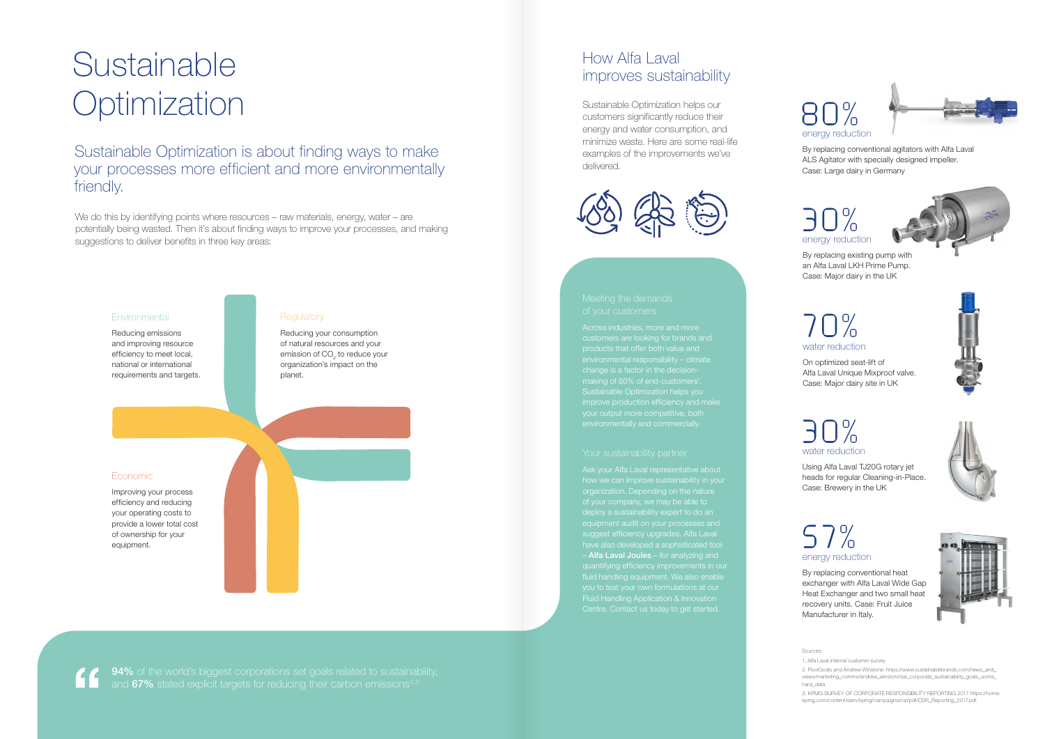# Sustainable Optimization

## Sustainable Optimization is about finding ways to make your processes more efficient and more environmentally friendly.

We do this by identifying points where resources – raw materials, energy, water – are potentially being wasted. Then it's about finding ways to improve your processes, and making suggestions to deliver benefits in three key areas:

### Environmental

Reducing emissions and improving resource efficiency to meet local, national or international requirements and targets.

### Regulatory

Reducing your consumption of natural resources and your emission of $CO_2$ to reduce your organization's impact on the planet.

### Economic

Improving your process efficiency and reducing your operating costs to provide a lower total cost of ownership for your equipment.

> **94%** of the world's biggest corporations set goals related to sustainability, and **67%** stated explicit targets for reducing their carbon emissions[2,3]

## How Alfa Laval improves sustainability

Sustainable Optimization helps our customers significantly reduce their energy and water consumption, and minimize waste. Here are some real-life examples of the improvements we've delivered.

### Meeting the demands of your customers

Across industries, more and more customers are looking for brands and products that offer both value and environmental responsibility – climate change is a factor in the decision-making of 80% of end-customers[1]. Sustainable Optimization helps you improve production efficiency and make your output more competitive, both environmentally and commercially.

### Your sustainability partner

Ask your Alfa Laval representative about how we can improve sustainability in your organization. Depending on the nature of your company, we may be able to deploy a sustainability expert to do an equipment audit on your processes and suggest efficiency upgrades. Alfa Laval have also developed a sophisticated tool – **Alfa Laval Joules** – for analyzing and quantifying efficiency improvements in our fluid handling equipment. We also enable you to test your own formulations at our Fluid Handling Application & Innovation Centre. Contact us today to get started.

**80%** energy reduction

By replacing conventional agitators with Alfa Laval ALS Agitator with specially designed impeller. Case: Large dairy in Germany

**30%** energy reduction

By replacing existing pump with an Alfa Laval LKH Prime Pump. Case: Major dairy in the UK

**70%** water reduction

On optimized seat-lift of Alfa Laval Unique Mixproof valve. Case: Major dairy site in UK

**30%** water reduction

Using Alfa Laval TJ20G rotary jet heads for regular Cleaning-in-Place. Case: Brewery in the UK

**57%** energy reduction

By replacing conventional heat exchanger with Alfa Laval Wide Gap Heat Exchanger and two small heat recovery units. Case: Fruit Juice Manufacturer in Italy.

Sources:

1. Alfa Laval internal customer survey
2. PivotGoals and Andrew Winstone. https://www.sustainablebrands.com/news_and_views/marketing_comms/andrew_winston/rise_corporate_sustainability_goals_some_hard_data
3. KPMG SURVEY OF CORPORATE RESPONSIBILITY REPORTING 2017 https://home.kpmg.com/content/dam/kpmg/campaigns/csr/pdf/CSR_Reporting_2017.pdf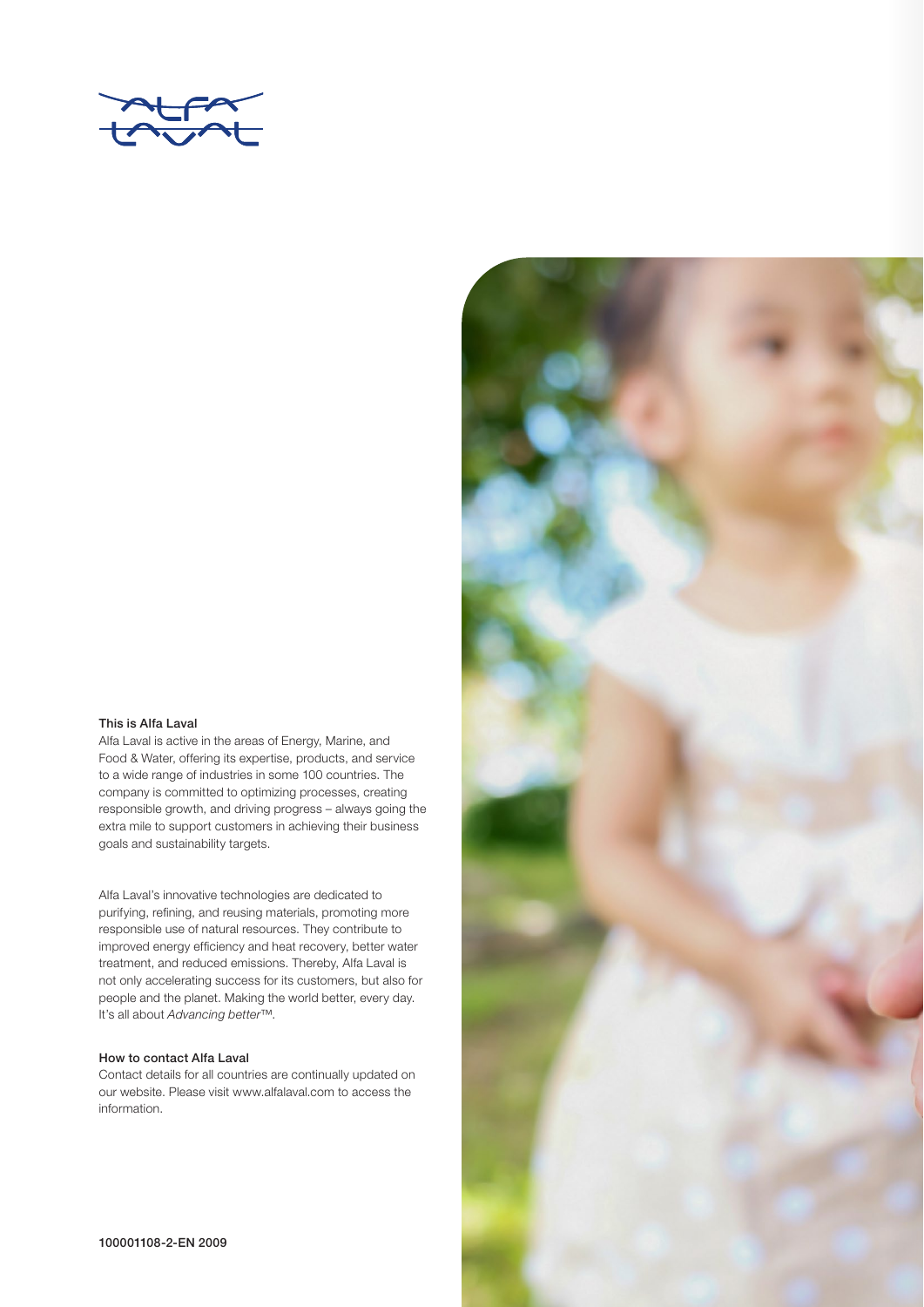### This is Alfa Laval

Alfa Laval is active in the areas of Energy, Marine, and Food & Water, offering its expertise, products, and service to a wide range of industries in some 100 countries. The company is committed to optimizing processes, creating responsible growth, and driving progress – always going the extra mile to support customers in achieving their business goals and sustainability targets.

Alfa Laval's innovative technologies are dedicated to purifying, refining, and reusing materials, promoting more responsible use of natural resources. They contribute to improved energy efficiency and heat recovery, better water treatment, and reduced emissions. Thereby, Alfa Laval is not only accelerating success for its customers, but also for people and the planet. Making the world better, every day. It's all about *Advancing better*™.

### How to contact Alfa Laval

Contact details for all countries are continually updated on our website. Please visit www.alfalaval.com to access the information.

100001108-2-EN 2009